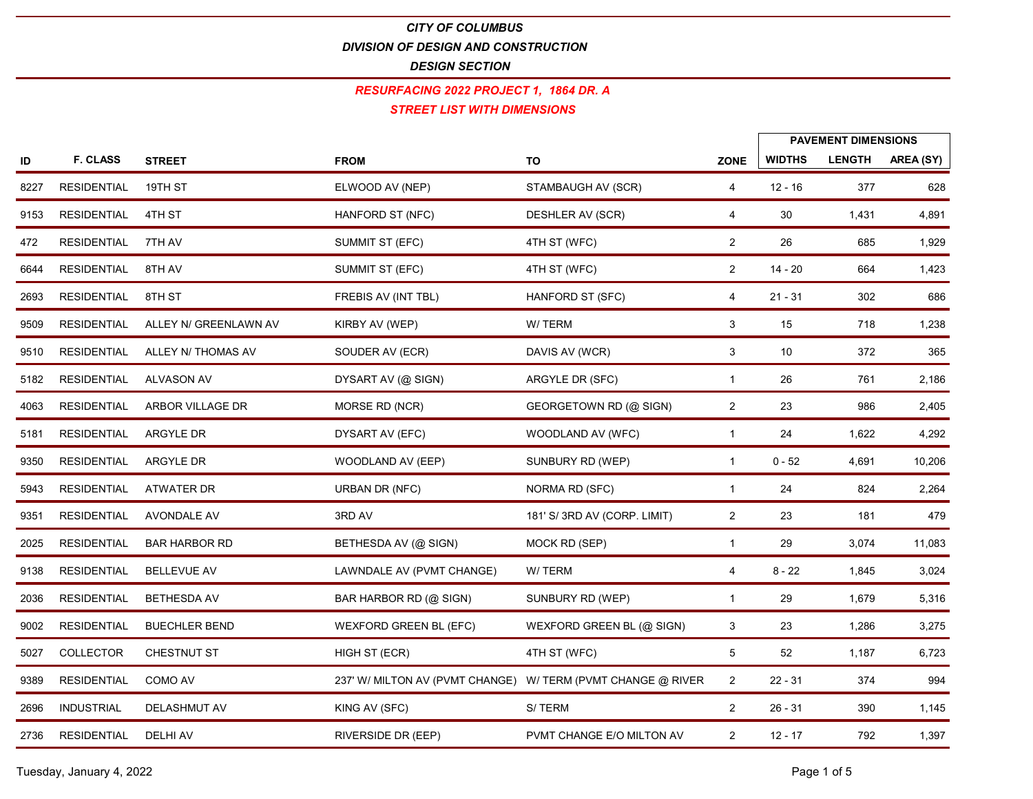# CITY OF COLUMBUS

## DIVISION OF DESIGN AND CONSTRUCTION

## DESIGN SECTION

### RESURFACING 2022 PROJECT 1, 1864 DR. A

### STREET LIST WITH DIMENSIONS

| ID | F. CLASS | STREET | FROM | TO | ZONE | PAVEMENT DIMENSIONS | | |
|---|---|---|---|---|---|---|---|---|
| | | | | | | WIDTHS | LENGTH | AREA (SY) |
| 8227 | RESIDENTIAL | 19TH ST | ELWOOD AV (NEP) | STAMBAUGH AV (SCR) | 4 | 12 - 16 | 377 | 628 |
| 9153 | RESIDENTIAL | 4TH ST | HANFORD ST (NFC) | DESHLER AV (SCR) | 4 | 30 | 1,431 | 4,891 |
| 472 | RESIDENTIAL | 7TH AV | SUMMIT ST (EFC) | 4TH ST (WFC) | 2 | 26 | 685 | 1,929 |
| 6644 | RESIDENTIAL | 8TH AV | SUMMIT ST (EFC) | 4TH ST (WFC) | 2 | 14 - 20 | 664 | 1,423 |
| 2693 | RESIDENTIAL | 8TH ST | FREBIS AV (INT TBL) | HANFORD ST (SFC) | 4 | 21 - 31 | 302 | 686 |
| 9509 | RESIDENTIAL | ALLEY N/ GREENLAWN AV | KIRBY AV (WEP) | W/ TERM | 3 | 15 | 718 | 1,238 |
| 9510 | RESIDENTIAL | ALLEY N/ THOMAS AV | SOUDER AV (ECR) | DAVIS AV (WCR) | 3 | 10 | 372 | 365 |
| 5182 | RESIDENTIAL | ALVASON AV | DYSART AV (@ SIGN) | ARGYLE DR (SFC) | 1 | 26 | 761 | 2,186 |
| 4063 | RESIDENTIAL | ARBOR VILLAGE DR | MORSE RD (NCR) | GEORGETOWN RD (@ SIGN) | 2 | 23 | 986 | 2,405 |
| 5181 | RESIDENTIAL | ARGYLE DR | DYSART AV (EFC) | WOODLAND AV (WFC) | 1 | 24 | 1,622 | 4,292 |
| 9350 | RESIDENTIAL | ARGYLE DR | WOODLAND AV (EEP) | SUNBURY RD (WEP) | 1 | 0 - 52 | 4,691 | 10,206 |
| 5943 | RESIDENTIAL | ATWATER DR | URBAN DR (NFC) | NORMA RD (SFC) | 1 | 24 | 824 | 2,264 |
| 9351 | RESIDENTIAL | AVONDALE AV | 3RD AV | 181' S/ 3RD AV (CORP. LIMIT) | 2 | 23 | 181 | 479 |
| 2025 | RESIDENTIAL | BAR HARBOR RD | BETHESDA AV (@ SIGN) | MOCK RD (SEP) | 1 | 29 | 3,074 | 11,083 |
| 9138 | RESIDENTIAL | BELLEVUE AV | LAWNDALE AV (PVMT CHANGE) | W/ TERM | 4 | 8 - 22 | 1,845 | 3,024 |
| 2036 | RESIDENTIAL | BETHESDA AV | BAR HARBOR RD (@ SIGN) | SUNBURY RD (WEP) | 1 | 29 | 1,679 | 5,316 |
| 9002 | RESIDENTIAL | BUECHLER BEND | WEXFORD GREEN BL (EFC) | WEXFORD GREEN BL (@ SIGN) | 3 | 23 | 1,286 | 3,275 |
| 5027 | COLLECTOR | CHESTNUT ST | HIGH ST (ECR) | 4TH ST (WFC) | 5 | 52 | 1,187 | 6,723 |
| 9389 | RESIDENTIAL | COMO AV | 237' W/ MILTON AV (PVMT CHANGE) | W/ TERM (PVMT CHANGE @ RIVER | 2 | 22 - 31 | 374 | 994 |
| 2696 | INDUSTRIAL | DELASHMUT AV | KING AV (SFC) | S/ TERM | 2 | 26 - 31 | 390 | 1,145 |
| 2736 | RESIDENTIAL | DELHI AV | RIVERSIDE DR (EEP) | PVMT CHANGE E/O MILTON AV | 2 | 12 - 17 | 792 | 1,397 |

Tuesday, January 4, 2022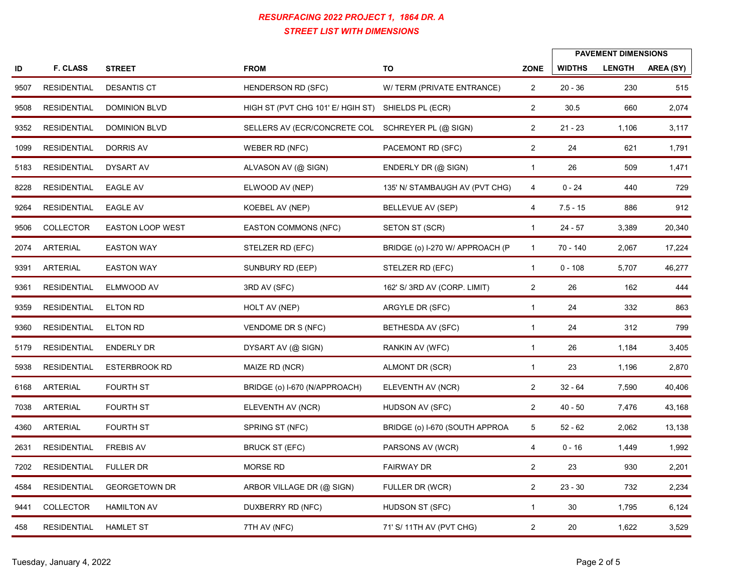## RESURFACING 2022 PROJECT 1, 1864 DR. A
## STREET LIST WITH DIMENSIONS

| ID | F. CLASS | STREET | FROM | TO | ZONE | PAVEMENT DIMENSIONS | | |
|---|---|---|---|---|---|---|---|---|
| | | | | | | WIDTHS | LENGTH | AREA (SY) |
| 9507 | RESIDENTIAL | DESANTIS CT | HENDERSON RD (SFC) | W/ TERM (PRIVATE ENTRANCE) | 2 | 20 - 36 | 230 | 515 |
| 9508 | RESIDENTIAL | DOMINION BLVD | HIGH ST (PVT CHG 101' E/ HGIH ST) | SHIELDS PL (ECR) | 2 | 30.5 | 660 | 2,074 |
| 9352 | RESIDENTIAL | DOMINION BLVD | SELLERS AV (ECR/CONCRETE COL | SCHREYER PL (@ SIGN) | 2 | 21 - 23 | 1,106 | 3,117 |
| 1099 | RESIDENTIAL | DORRIS AV | WEBER RD (NFC) | PACEMONT RD (SFC) | 2 | 24 | 621 | 1,791 |
| 5183 | RESIDENTIAL | DYSART AV | ALVASON AV (@ SIGN) | ENDERLY DR (@ SIGN) | 1 | 26 | 509 | 1,471 |
| 8228 | RESIDENTIAL | EAGLE AV | ELWOOD AV (NEP) | 135' N/ STAMBAUGH AV (PVT CHG) | 4 | 0 - 24 | 440 | 729 |
| 9264 | RESIDENTIAL | EAGLE AV | KOEBEL AV (NEP) | BELLEVUE AV (SEP) | 4 | 7.5 - 15 | 886 | 912 |
| 9506 | COLLECTOR | EASTON LOOP WEST | EASTON COMMONS (NFC) | SETON ST (SCR) | 1 | 24 - 57 | 3,389 | 20,340 |
| 2074 | ARTERIAL | EASTON WAY | STELZER RD (EFC) | BRIDGE (o) I-270 W/ APPROACH (P | 1 | 70 - 140 | 2,067 | 17,224 |
| 9391 | ARTERIAL | EASTON WAY | SUNBURY RD (EEP) | STELZER RD (EFC) | 1 | 0 - 108 | 5,707 | 46,277 |
| 9361 | RESIDENTIAL | ELMWOOD AV | 3RD AV (SFC) | 162' S/ 3RD AV (CORP. LIMIT) | 2 | 26 | 162 | 444 |
| 9359 | RESIDENTIAL | ELTON RD | HOLT AV (NEP) | ARGYLE DR (SFC) | 1 | 24 | 332 | 863 |
| 9360 | RESIDENTIAL | ELTON RD | VENDOME DR S (NFC) | BETHESDA AV (SFC) | 1 | 24 | 312 | 799 |
| 5179 | RESIDENTIAL | ENDERLY DR | DYSART AV (@ SIGN) | RANKIN AV (WFC) | 1 | 26 | 1,184 | 3,405 |
| 5938 | RESIDENTIAL | ESTERBROOK RD | MAIZE RD (NCR) | ALMONT DR (SCR) | 1 | 23 | 1,196 | 2,870 |
| 6168 | ARTERIAL | FOURTH ST | BRIDGE (o) I-670 (N/APPROACH) | ELEVENTH AV (NCR) | 2 | 32 - 64 | 7,590 | 40,406 |
| 7038 | ARTERIAL | FOURTH ST | ELEVENTH AV (NCR) | HUDSON AV (SFC) | 2 | 40 - 50 | 7,476 | 43,168 |
| 4360 | ARTERIAL | FOURTH ST | SPRING ST (NFC) | BRIDGE (o) I-670 (SOUTH APPROA | 5 | 52 - 62 | 2,062 | 13,138 |
| 2631 | RESIDENTIAL | FREBIS AV | BRUCK ST (EFC) | PARSONS AV (WCR) | 4 | 0 - 16 | 1,449 | 1,992 |
| 7202 | RESIDENTIAL | FULLER DR | MORSE RD | FAIRWAY DR | 2 | 23 | 930 | 2,201 |
| 4584 | RESIDENTIAL | GEORGETOWN DR | ARBOR VILLAGE DR (@ SIGN) | FULLER DR (WCR) | 2 | 23 - 30 | 732 | 2,234 |
| 9441 | COLLECTOR | HAMILTON AV | DUXBERRY RD (NFC) | HUDSON ST (SFC) | 1 | 30 | 1,795 | 6,124 |
| 458 | RESIDENTIAL | HAMLET ST | 7TH AV (NFC) | 71' S/ 11TH AV (PVT CHG) | 2 | 20 | 1,622 | 3,529 |

Tuesday, January 4, 2022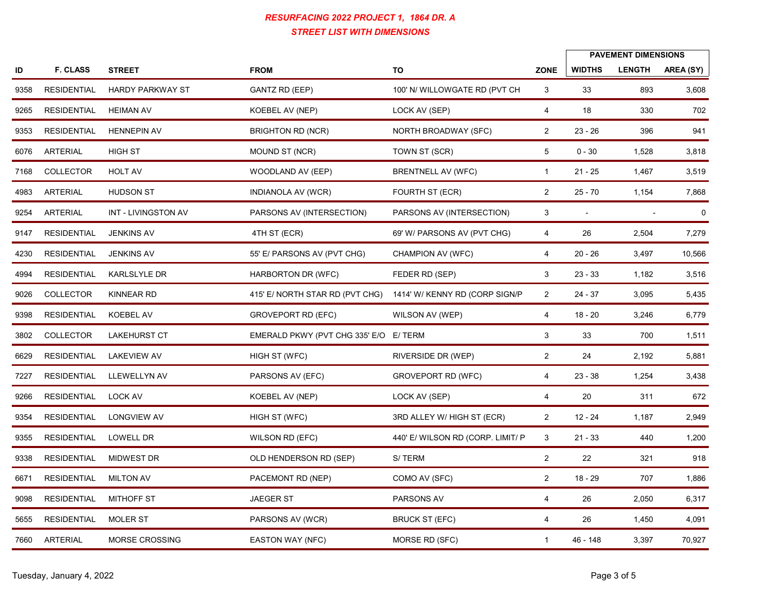## *RESURFACING 2022 PROJECT 1, 1864 DR. A*
## *STREET LIST WITH DIMENSIONS*

| ID | F. CLASS | STREET | FROM | TO | ZONE | PAVEMENT DIMENSIONS | | |
|---|---|---|---|---|---|---|---|---|
| | | | | | | WIDTHS | LENGTH | AREA (SY) |
| 9358 | RESIDENTIAL | HARDY PARKWAY ST | GANTZ RD (EEP) | 100' N/ WILLOWGATE RD (PVT CH | 3 | 33 | 893 | 3,608 |
| 9265 | RESIDENTIAL | HEIMAN AV | KOEBEL AV (NEP) | LOCK AV (SEP) | 4 | 18 | 330 | 702 |
| 9353 | RESIDENTIAL | HENNEPIN AV | BRIGHTON RD (NCR) | NORTH BROADWAY (SFC) | 2 | 23 - 26 | 396 | 941 |
| 6076 | ARTERIAL | HIGH ST | MOUND ST (NCR) | TOWN ST (SCR) | 5 | 0 - 30 | 1,528 | 3,818 |
| 7168 | COLLECTOR | HOLT AV | WOODLAND AV (EEP) | BRENTNELL AV (WFC) | 1 | 21 - 25 | 1,467 | 3,519 |
| 4983 | ARTERIAL | HUDSON ST | INDIANOLA AV (WCR) | FOURTH ST (ECR) | 2 | 25 - 70 | 1,154 | 7,868 |
| 9254 | ARTERIAL | INT - LIVINGSTON AV | PARSONS AV (INTERSECTION) | PARSONS AV (INTERSECTION) | 3 | - | - | 0 |
| 9147 | RESIDENTIAL | JENKINS AV | 4TH ST (ECR) | 69' W/ PARSONS AV (PVT CHG) | 4 | 26 | 2,504 | 7,279 |
| 4230 | RESIDENTIAL | JENKINS AV | 55' E/ PARSONS AV (PVT CHG) | CHAMPION AV (WFC) | 4 | 20 - 26 | 3,497 | 10,566 |
| 4994 | RESIDENTIAL | KARLSLYLE DR | HARBORTON DR (WFC) | FEDER RD (SEP) | 3 | 23 - 33 | 1,182 | 3,516 |
| 9026 | COLLECTOR | KINNEAR RD | 415' E/ NORTH STAR RD (PVT CHG) | 1414' W/ KENNY RD (CORP SIGN/P | 2 | 24 - 37 | 3,095 | 5,435 |
| 9398 | RESIDENTIAL | KOEBEL AV | GROVEPORT RD (EFC) | WILSON AV (WEP) | 4 | 18 - 20 | 3,246 | 6,779 |
| 3802 | COLLECTOR | LAKEHURST CT | EMERALD PKWY (PVT CHG 335' E/O | E/ TERM | 3 | 33 | 700 | 1,511 |
| 6629 | RESIDENTIAL | LAKEVIEW AV | HIGH ST (WFC) | RIVERSIDE DR (WEP) | 2 | 24 | 2,192 | 5,881 |
| 7227 | RESIDENTIAL | LLEWELLYN AV | PARSONS AV (EFC) | GROVEPORT RD (WFC) | 4 | 23 - 38 | 1,254 | 3,438 |
| 9266 | RESIDENTIAL | LOCK AV | KOEBEL AV (NEP) | LOCK AV (SEP) | 4 | 20 | 311 | 672 |
| 9354 | RESIDENTIAL | LONGVIEW AV | HIGH ST (WFC) | 3RD ALLEY W/ HIGH ST (ECR) | 2 | 12 - 24 | 1,187 | 2,949 |
| 9355 | RESIDENTIAL | LOWELL DR | WILSON RD (EFC) | 440' E/ WILSON RD (CORP. LIMIT/ P | 3 | 21 - 33 | 440 | 1,200 |
| 9338 | RESIDENTIAL | MIDWEST DR | OLD HENDERSON RD (SEP) | S/ TERM | 2 | 22 | 321 | 918 |
| 6671 | RESIDENTIAL | MILTON AV | PACEMONT RD (NEP) | COMO AV (SFC) | 2 | 18 - 29 | 707 | 1,886 |
| 9098 | RESIDENTIAL | MITHOFF ST | JAEGER ST | PARSONS AV | 4 | 26 | 2,050 | 6,317 |
| 5655 | RESIDENTIAL | MOLER ST | PARSONS AV (WCR) | BRUCK ST (EFC) | 4 | 26 | 1,450 | 4,091 |
| 7660 | ARTERIAL | MORSE CROSSING | EASTON WAY (NFC) | MORSE RD (SFC) | 1 | 46 - 148 | 3,397 | 70,927 |

Tuesday, January 4, 2022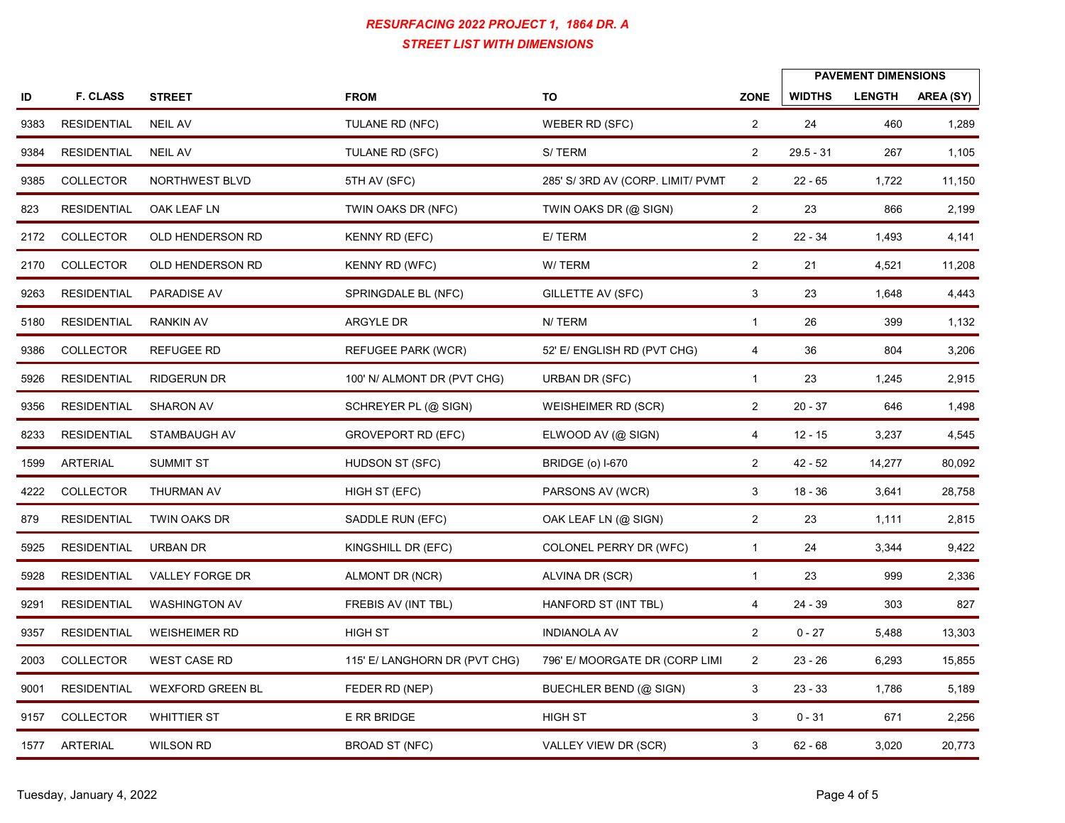***RESURFACING 2022 PROJECT 1, 1864 DR. A***

***STREET LIST WITH DIMENSIONS***

| ID | F. CLASS | STREET | FROM | TO | ZONE | PAVEMENT DIMENSIONS | | |
|---|---|---|---|---|---|---|---|---|
| | | | | | | WIDTHS | LENGTH | AREA (SY) |
| 9383 | RESIDENTIAL | NEIL AV | TULANE RD (NFC) | WEBER RD (SFC) | 2 | 24 | 460 | 1,289 |
| 9384 | RESIDENTIAL | NEIL AV | TULANE RD (SFC) | S/ TERM | 2 | 29.5 - 31 | 267 | 1,105 |
| 9385 | COLLECTOR | NORTHWEST BLVD | 5TH AV (SFC) | 285' S/ 3RD AV (CORP. LIMIT/ PVMT | 2 | 22 - 65 | 1,722 | 11,150 |
| 823 | RESIDENTIAL | OAK LEAF LN | TWIN OAKS DR (NFC) | TWIN OAKS DR (@ SIGN) | 2 | 23 | 866 | 2,199 |
| 2172 | COLLECTOR | OLD HENDERSON RD | KENNY RD (EFC) | E/ TERM | 2 | 22 - 34 | 1,493 | 4,141 |
| 2170 | COLLECTOR | OLD HENDERSON RD | KENNY RD (WFC) | W/ TERM | 2 | 21 | 4,521 | 11,208 |
| 9263 | RESIDENTIAL | PARADISE AV | SPRINGDALE BL (NFC) | GILLETTE AV (SFC) | 3 | 23 | 1,648 | 4,443 |
| 5180 | RESIDENTIAL | RANKIN AV | ARGYLE DR | N/ TERM | 1 | 26 | 399 | 1,132 |
| 9386 | COLLECTOR | REFUGEE RD | REFUGEE PARK (WCR) | 52' E/ ENGLISH RD (PVT CHG) | 4 | 36 | 804 | 3,206 |
| 5926 | RESIDENTIAL | RIDGERUN DR | 100' N/ ALMONT DR (PVT CHG) | URBAN DR (SFC) | 1 | 23 | 1,245 | 2,915 |
| 9356 | RESIDENTIAL | SHARON AV | SCHREYER PL (@ SIGN) | WEISHEIMER RD (SCR) | 2 | 20 - 37 | 646 | 1,498 |
| 8233 | RESIDENTIAL | STAMBAUGH AV | GROVEPORT RD (EFC) | ELWOOD AV (@ SIGN) | 4 | 12 - 15 | 3,237 | 4,545 |
| 1599 | ARTERIAL | SUMMIT ST | HUDSON ST (SFC) | BRIDGE (o) I-670 | 2 | 42 - 52 | 14,277 | 80,092 |
| 4222 | COLLECTOR | THURMAN AV | HIGH ST (EFC) | PARSONS AV (WCR) | 3 | 18 - 36 | 3,641 | 28,758 |
| 879 | RESIDENTIAL | TWIN OAKS DR | SADDLE RUN (EFC) | OAK LEAF LN (@ SIGN) | 2 | 23 | 1,111 | 2,815 |
| 5925 | RESIDENTIAL | URBAN DR | KINGSHILL DR (EFC) | COLONEL PERRY DR (WFC) | 1 | 24 | 3,344 | 9,422 |
| 5928 | RESIDENTIAL | VALLEY FORGE DR | ALMONT DR (NCR) | ALVINA DR (SCR) | 1 | 23 | 999 | 2,336 |
| 9291 | RESIDENTIAL | WASHINGTON AV | FREBIS AV (INT TBL) | HANFORD ST (INT TBL) | 4 | 24 - 39 | 303 | 827 |
| 9357 | RESIDENTIAL | WEISHEIMER RD | HIGH ST | INDIANOLA AV | 2 | 0 - 27 | 5,488 | 13,303 |
| 2003 | COLLECTOR | WEST CASE RD | 115' E/ LANGHORN DR (PVT CHG) | 796' E/ MOORGATE DR (CORP LIMI | 2 | 23 - 26 | 6,293 | 15,855 |
| 9001 | RESIDENTIAL | WEXFORD GREEN BL | FEDER RD (NEP) | BUECHLER BEND (@ SIGN) | 3 | 23 - 33 | 1,786 | 5,189 |
| 9157 | COLLECTOR | WHITTIER ST | E RR BRIDGE | HIGH ST | 3 | 0 - 31 | 671 | 2,256 |
| 1577 | ARTERIAL | WILSON RD | BROAD ST (NFC) | VALLEY VIEW DR (SCR) | 3 | 62 - 68 | 3,020 | 20,773 |

Tuesday, January 4, 2022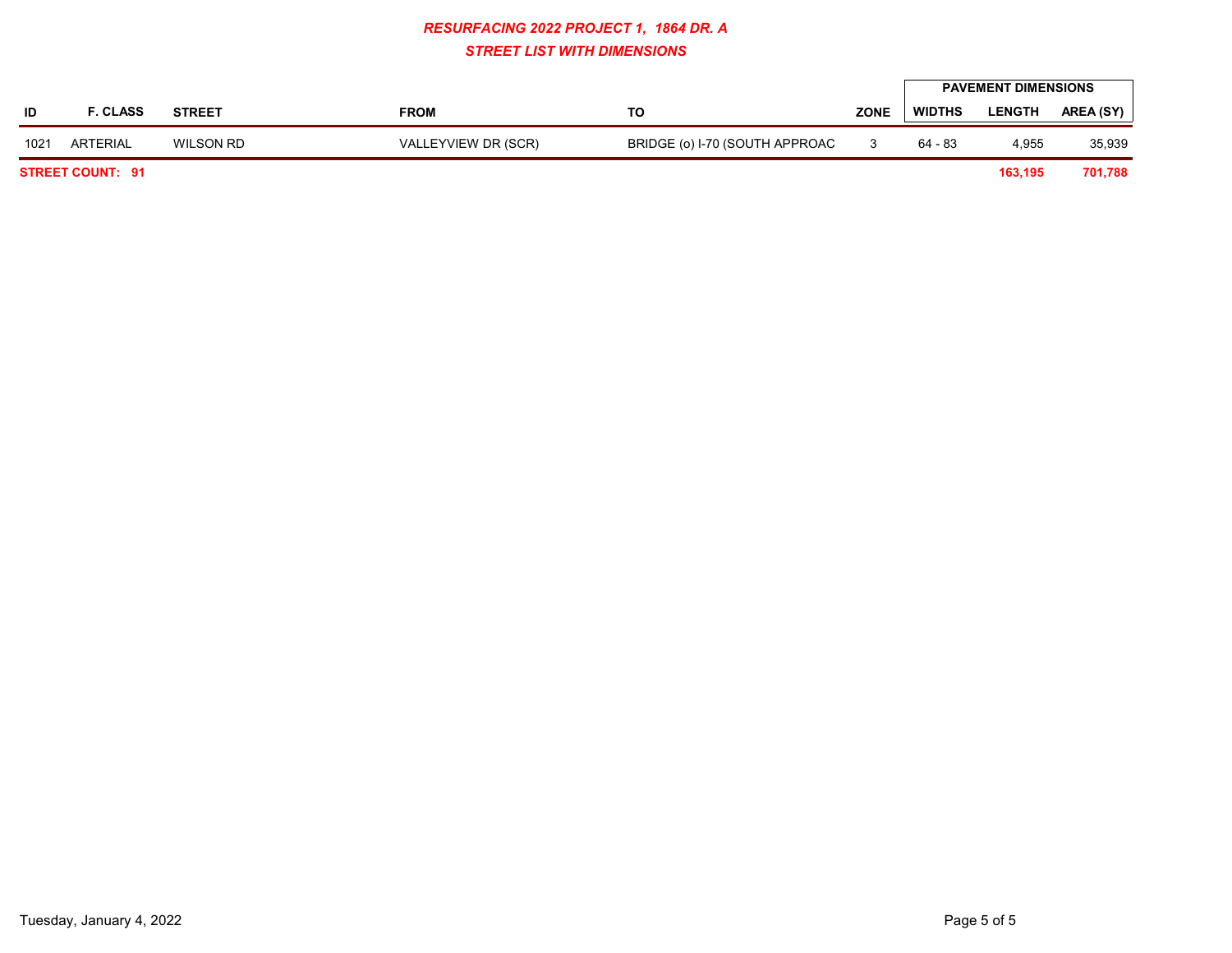# *RESURFACING 2022 PROJECT 1, 1864 DR. A*

## *STREET LIST WITH DIMENSIONS*

| ID | F. CLASS | STREET | FROM | TO | ZONE | PAVEMENT DIMENSIONS WIDTHS | LENGTH | AREA (SY) |
|---|---|---|---|---|---|---|---|---|
| 1021 | ARTERIAL | WILSON RD | VALLEYVIEW DR (SCR) | BRIDGE (o) I-70 (SOUTH APPROAC | 3 | 64 - 83 | 4,955 | 35,939 |
| **STREET COUNT: 91** | | | | | | | **163,195** | **701,788** |

Tuesday, January 4, 2022